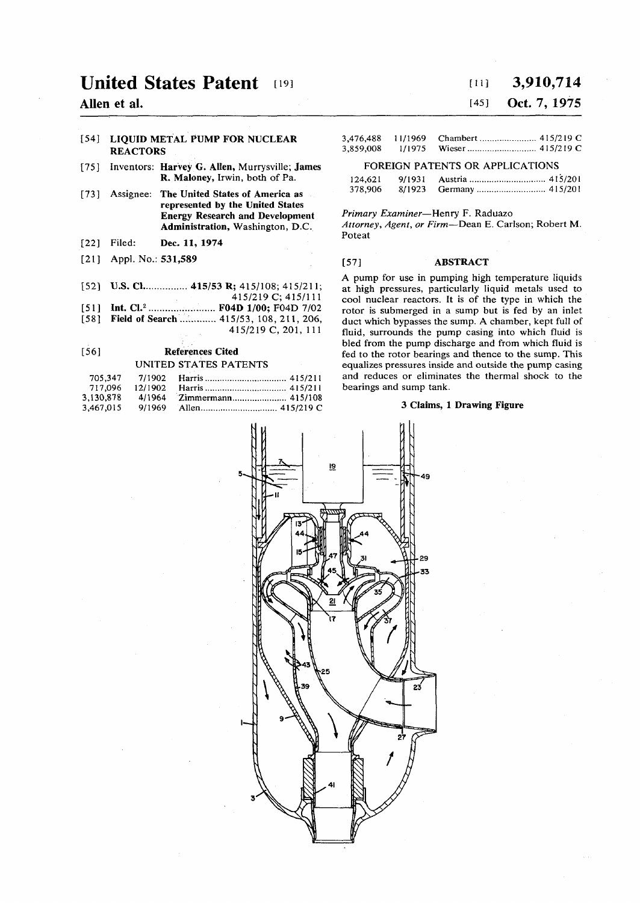# United States Patent [19]

**Allen et al.**

[11] **3,910,714**

[45] **Oct. 7, 1975**

[54] **LIQUID METAL PUMP FOR NUCLEAR REACTORS**

[75] Inventors: **Harvey G. Allen**, Murrysville; **James R. Maloney**, Irwin, both of Pa.

[73] Assignee: **The United States of America as represented by the United States Energy Research and Development Administration**, Washington, D.C.

[22] Filed: **Dec. 11, 1974**

[21] Appl. No.: **531,589**

[52] **U.S. Cl.** ................ **415/53 R**; 415/108; 415/211; 415/219 C; 415/111

[51] **Int. Cl.²** ........................ **F04D 1/00**; F04D 7/02

[58] **Field of Search** ............ 415/53, 108, 211, 206, 415/219 C, 201, 111

[56] **References Cited**

UNITED STATES PATENTS

| | | | |
|---|---|---|---|
| 705,347 | 7/1902 | Harris | 415/211 |
| 717,096 | 12/1902 | Harris | 415/211 |
| 3,130,878 | 4/1964 | Zimmermann | 415/108 |
| 3,467,015 | 9/1969 | Allen | 415/219 C |
| 3,476,488 | 11/1969 | Chambert | 415/219 C |
| 3,859,008 | 1/1975 | Wieser | 415/219 C |

FOREIGN PATENTS OR APPLICATIONS

| | | | |
|---|---|---|---|
| 124,621 | 9/1931 | Austria | 415/201 |
| 378,906 | 8/1923 | Germany | 415/201 |

*Primary Examiner*—Henry F. Raduazo

*Attorney, Agent, or Firm*—Dean E. Carlson; Robert M. Poteat

[57] **ABSTRACT**

A pump for use in pumping high temperature liquids at high pressures, particularly liquid metals used to cool nuclear reactors. It is of the type in which the rotor is submerged in a sump but is fed by an inlet duct which bypasses the sump. A chamber, kept full of fluid, surrounds the pump casing into which fluid is bled from the pump discharge and from which fluid is fed to the rotor bearings and thence to the sump. This equalizes pressures inside and outside the pump casing and reduces or eliminates the thermal shock to the bearings and sump tank.

**3 Claims, 1 Drawing Figure**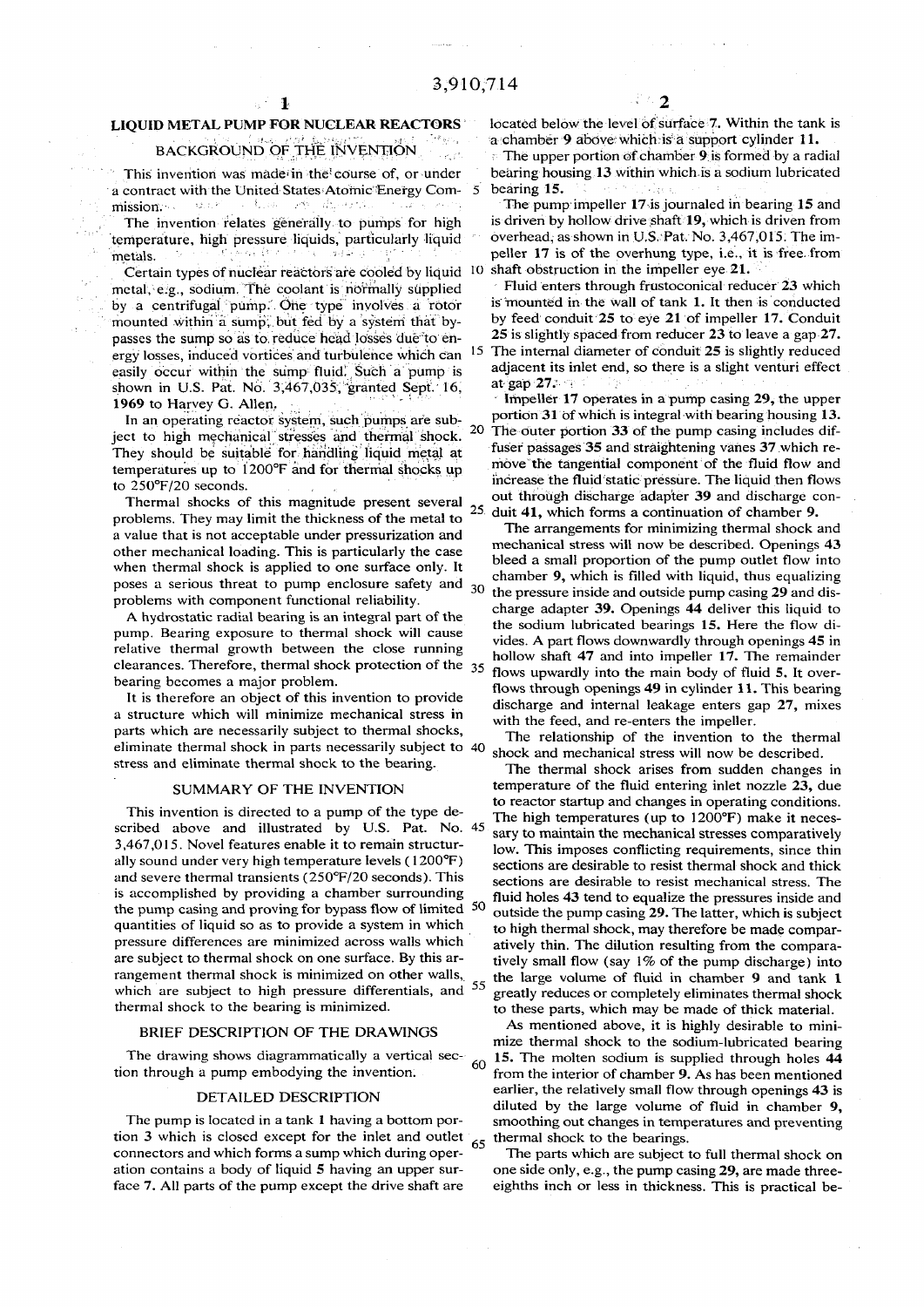# LIQUID METAL PUMP FOR NUCLEAR REACTORS

## BACKGROUND OF THE INVENTION

This invention was made in the course of, or under a contract with the United States Atomic Energy Commission.

The invention relates generally to pumps for high temperature, high pressure liquids, particularly liquid metals.

Certain types of nuclear reactors are cooled by liquid metal, e.g., sodium. The coolant is normally supplied by a centrifugal pump. One type involves a rotor mounted within a sump, but fed by a system that bypasses the sump so as to reduce head losses due to energy losses, induced vortices and turbulence which can easily occur within the sump fluid. Such a pump is shown in U.S. Pat. No. 3,467,035, granted Sept. 16, 1969 to Harvey G. Allen.

In an operating reactor system, such pumps are subject to high mechanical stresses and thermal shock. They should be suitable for handling liquid metal at temperatures up to 1200°F and for thermal shocks up to 250°F/20 seconds.

Thermal shocks of this magnitude present several problems. They may limit the thickness of the metal to a value that is not acceptable under pressurization and other mechanical loading. This is particularly the case when thermal shock is applied to one surface only. It poses a serious threat to pump enclosure safety and problems with component functional reliability.

A hydrostatic radial bearing is an integral part of the pump. Bearing exposure to thermal shock will cause relative thermal growth between the close running clearances. Therefore, thermal shock protection of the bearing becomes a major problem.

It is therefore an object of this invention to provide a structure which will minimize mechanical stress in parts which are necessarily subject to thermal shocks, eliminate thermal shock in parts necessarily subject to stress and eliminate thermal shock to the bearing.

## SUMMARY OF THE INVENTION

This invention is directed to a pump of the type described above and illustrated by U.S. Pat. No. 3,467,015. Novel features enable it to remain structurally sound under very high temperature levels (1200°F) and severe thermal transients (250°F/20 seconds). This is accomplished by providing a chamber surrounding the pump casing and proving for bypass flow of limited quantities of liquid so as to provide a system in which pressure differences are minimized across walls which are subject to thermal shock on one surface. By this arrangement thermal shock is minimized on other walls, which are subject to high pressure differentials, and thermal shock to the bearing is minimized.

## BRIEF DESCRIPTION OF THE DRAWINGS

The drawing shows diagrammatically a vertical section through a pump embodying the invention.

## DETAILED DESCRIPTION

The pump is located in a tank **1** having a bottom portion **3** which is closed except for the inlet and outlet connectors and which forms a sump which during operation contains a body of liquid **5** having an upper surface **7**. All parts of the pump except the drive shaft are located below the level of surface **7**. Within the tank is a chamber **9** above which is a support cylinder **11**.

The upper portion of chamber **9** is formed by a radial bearing housing **13** within which is a sodium lubricated bearing **15**.

The pump impeller **17** is journaled in bearing **15** and is driven by hollow drive shaft **19**, which is driven from overhead, as shown in U.S. Pat. No. 3,467,015. The impeller **17** is of the overhung type, i.e., it is free from shaft obstruction in the impeller eye **21**.

Fluid enters through frustoconical reducer **23** which is mounted in the wall of tank **1**. It then is conducted by feed conduit **25** to eye **21** of impeller **17**. Conduit **25** is slightly spaced from reducer **23** to leave a gap **27**. The internal diameter of conduit **25** is slightly reduced adjacent its inlet end, so there is a slight venturi effect at gap **27**.

Impeller **17** operates in a pump casing **29**, the upper portion **31** of which is integral with bearing housing **13**. The outer portion **33** of the pump casing includes diffuser passages **35** and straightening vanes **37** which remove the tangential component of the fluid flow and increase the fluid static pressure. The liquid then flows out through discharge adapter **39** and discharge conduit **41**, which forms a continuation of chamber **9**.

The arrangements for minimizing thermal shock and mechanical stress will now be described. Openings **43** bleed a small proportion of the pump outlet flow into chamber **9**, which is filled with liquid, thus equalizing the pressure inside and outside pump casing **29** and discharge adapter **39**. Openings **44** deliver this liquid to the sodium lubricated bearings **15**. Here the flow divides. A part flows downwardly through openings **45** in hollow shaft **47** and into impeller **17**. The remainder flows upwardly into the main body of fluid **5**. It overflows through openings **49** in cylinder **11**. This bearing discharge and internal leakage enters gap **27**, mixes with the feed, and re-enters the impeller.

The relationship of the invention to the thermal shock and mechanical stress will now be described.

The thermal shock arises from sudden changes in temperature of the fluid entering inlet nozzle **23**, due to reactor startup and changes in operating conditions. The high temperatures (up to 1200°F) make it necessary to maintain the mechanical stresses comparatively low. This imposes conflicting requirements, since thin sections are desirable to resist thermal shock and thick sections are desirable to resist mechanical stress. The fluid holes **43** tend to equalize the pressures inside and outside the pump casing **29**. The latter, which is subject to high thermal shock, may therefore be made comparatively thin. The dilution resulting from the comparatively small flow (say 1% of the pump discharge) into the large volume of fluid in chamber **9** and tank **1** greatly reduces or completely eliminates thermal shock to these parts, which may be made of thick material.

As mentioned above, it is highly desirable to minimize thermal shock to the sodium-lubricated bearing **15**. The molten sodium is supplied through holes **44** from the interior of chamber **9**. As has been mentioned earlier, the relatively small flow through openings **43** is diluted by the large volume of fluid in chamber **9**, smoothing out changes in temperatures and preventing thermal shock to the bearings.

The parts which are subject to full thermal shock on one side only, e.g., the pump casing **29**, are made three-eighths inch or less in thickness. This is practical be-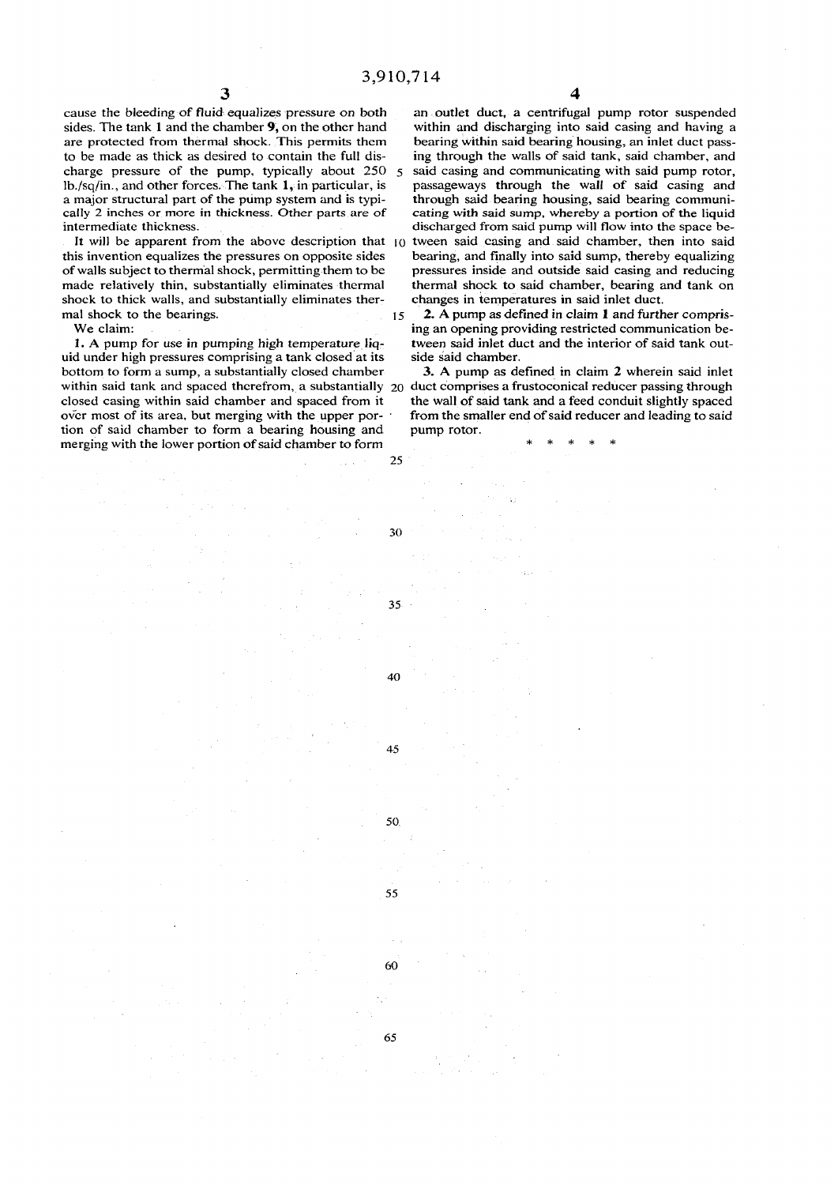cause the bleeding of fluid equalizes pressure on both sides. The tank **1** and the chamber **9**, on the other hand are protected from thermal shock. This permits them to be made as thick as desired to contain the full discharge pressure of the pump, typically about 250 lb./sq/in., and other forces. The tank **1**, in particular, is a major structural part of the pump system and is typically 2 inches or more in thickness. Other parts are of intermediate thickness.

It will be apparent from the above description that this invention equalizes the pressures on opposite sides of walls subject to thermal shock, permitting them to be made relatively thin, substantially eliminates thermal shock to thick walls, and substantially eliminates thermal shock to the bearings.

We claim:

**1.** A pump for use in pumping high temperature liquid under high pressures comprising a tank closed at its bottom to form a sump, a substantially closed chamber within said tank and spaced therefrom, a substantially closed casing within said chamber and spaced from it over most of its area, but merging with the upper portion of said chamber to form a bearing housing and merging with the lower portion of said chamber to form an outlet duct, a centrifugal pump rotor suspended within and discharging into said casing and having a bearing within said bearing housing, an inlet duct passing through the walls of said tank, said chamber, and said casing and communicating with said pump rotor, passageways through the wall of said casing and through said bearing housing, said bearing communicating with said sump, whereby a portion of the liquid discharged from said pump will flow into the space between said casing and said chamber, then into said bearing, and finally into said sump, thereby equalizing pressures inside and outside said casing and reducing thermal shock to said chamber, bearing and tank on changes in temperatures in said inlet duct.

**2.** A pump as defined in claim **1** and further comprising an opening providing restricted communication between said inlet duct and the interior of said tank outside said chamber.

**3.** A pump as defined in claim **2** wherein said inlet duct comprises a frustoconical reducer passing through the wall of said tank and a feed conduit slightly spaced from the smaller end of said reducer and leading to said pump rotor.

* * * * *